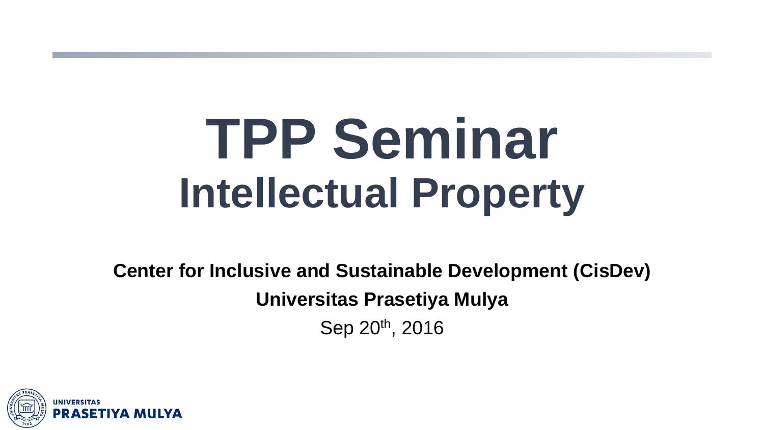# TPP Seminar
## Intellectual Property

**Center for Inclusive and Sustainable Development (CisDev)**

**Universitas Prasetiya Mulya**

Sep 20th, 2016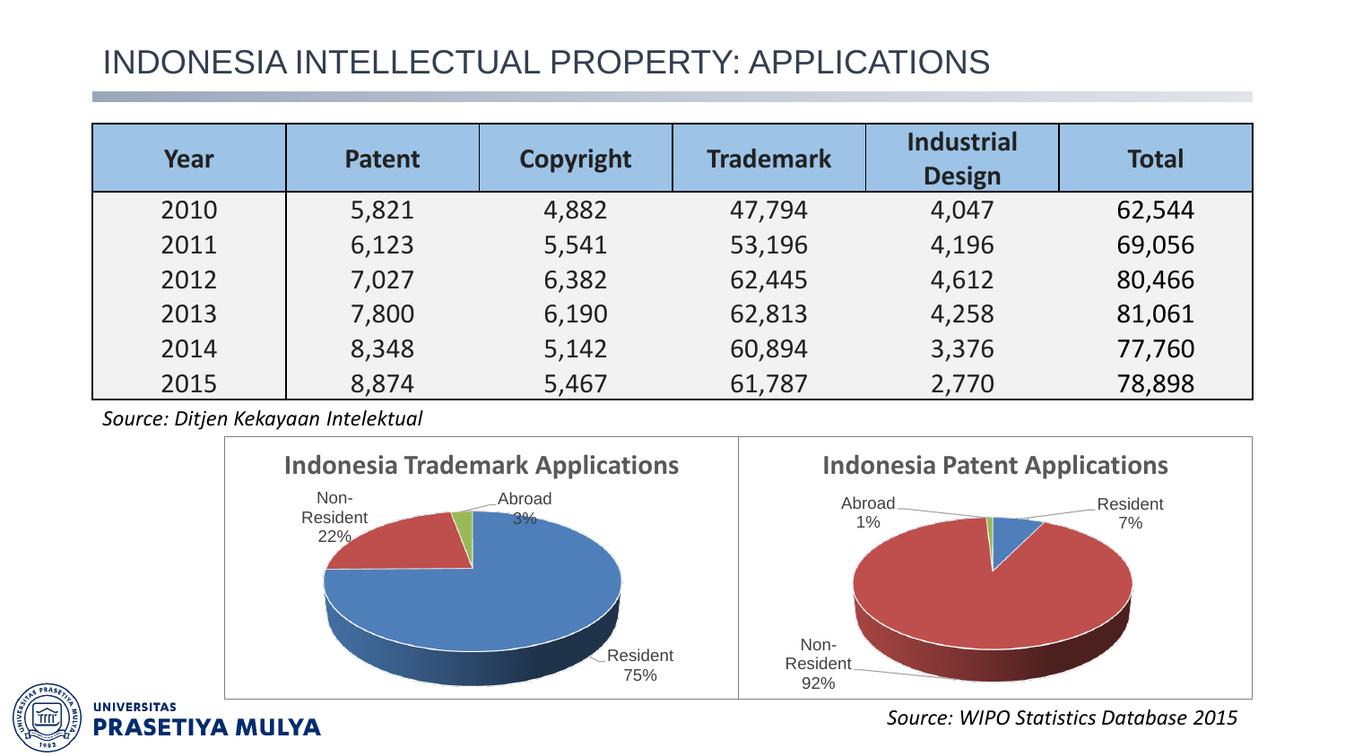# INDONESIA INTELLECTUAL PROPERTY: APPLICATIONS

| Year | Patent | Copyright | Trademark | Industrial Design | Total |
|---|---|---|---|---|---|
| 2010 | 5,821 | 4,882 | 47,794 | 4,047 | 62,544 |
| 2011 | 6,123 | 5,541 | 53,196 | 4,196 | 69,056 |
| 2012 | 7,027 | 6,382 | 62,445 | 4,612 | 80,466 |
| 2013 | 7,800 | 6,190 | 62,813 | 4,258 | 81,061 |
| 2014 | 8,348 | 5,142 | 60,894 | 3,376 | 77,760 |
| 2015 | 8,874 | 5,467 | 61,787 | 2,770 | 78,898 |

*Source: Ditjen Kekayaan Intelektual*

**Indonesia Trademark Applications**

- Resident 75%
- Non-Resident 22%
- Abroad 3%

**Indonesia Patent Applications**

- Resident 7%
- Non-Resident 92%
- Abroad 1%

*Source: WIPO Statistics Database 2015*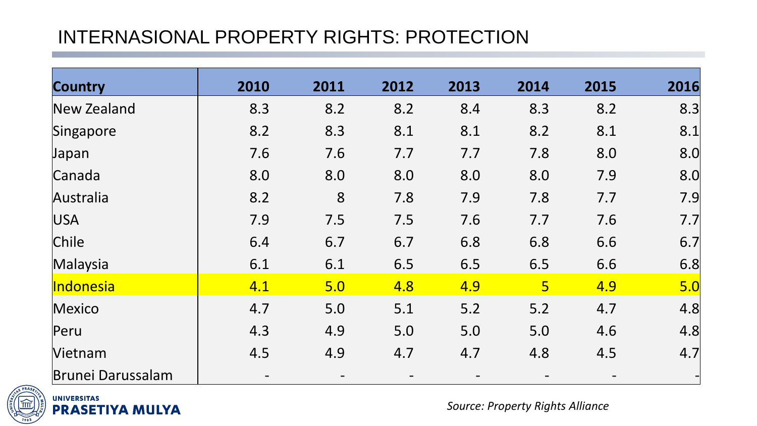# INTERNASIONAL PROPERTY RIGHTS: PROTECTION

| Country | 2010 | 2011 | 2012 | 2013 | 2014 | 2015 | 2016 |
|---|---|---|---|---|---|---|---|
| New Zealand | 8.3 | 8.2 | 8.2 | 8.4 | 8.3 | 8.2 | 8.3 |
| Singapore | 8.2 | 8.3 | 8.1 | 8.1 | 8.2 | 8.1 | 8.1 |
| Japan | 7.6 | 7.6 | 7.7 | 7.7 | 7.8 | 8.0 | 8.0 |
| Canada | 8.0 | 8.0 | 8.0 | 8.0 | 8.0 | 7.9 | 8.0 |
| Australia | 8.2 | 8 | 7.8 | 7.9 | 7.8 | 7.7 | 7.9 |
| USA | 7.9 | 7.5 | 7.5 | 7.6 | 7.7 | 7.6 | 7.7 |
| Chile | 6.4 | 6.7 | 6.7 | 6.8 | 6.8 | 6.6 | 6.7 |
| Malaysia | 6.1 | 6.1 | 6.5 | 6.5 | 6.5 | 6.6 | 6.8 |
| Indonesia | 4.1 | 5.0 | 4.8 | 4.9 | 5 | 4.9 | 5.0 |
| Mexico | 4.7 | 5.0 | 5.1 | 5.2 | 5.2 | 4.7 | 4.8 |
| Peru | 4.3 | 4.9 | 5.0 | 5.0 | 5.0 | 4.6 | 4.8 |
| Vietnam | 4.5 | 4.9 | 4.7 | 4.7 | 4.8 | 4.5 | 4.7 |
| Brunei Darussalam | - | - | - | - | - | - | - |

*Source: Property Rights Alliance*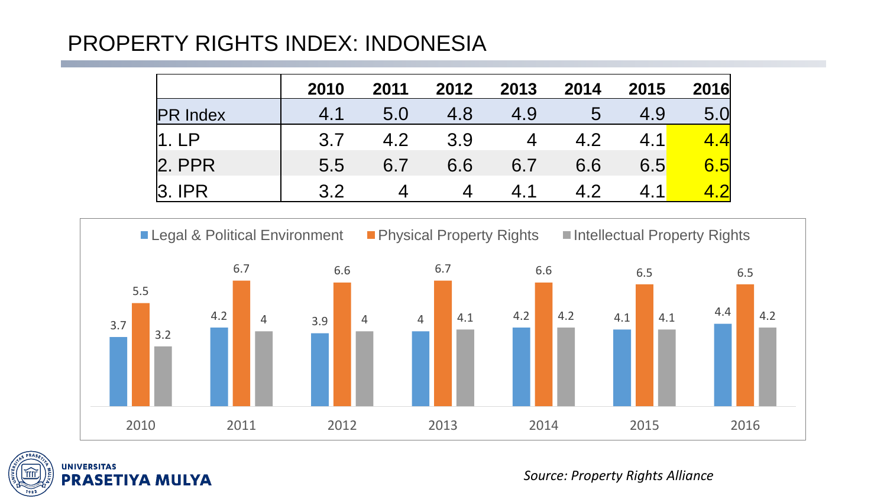# PROPERTY RIGHTS INDEX: INDONESIA

| | 2010 | 2011 | 2012 | 2013 | 2014 | 2015 | 2016 |
|---|---|---|---|---|---|---|---|
| PR Index | 4.1 | 5.0 | 4.8 | 4.9 | 5 | 4.9 | 5.0 |
| 1. LP | 3.7 | 4.2 | 3.9 | 4 | 4.2 | 4.1 | 4.4 |
| 2. PPR | 5.5 | 6.7 | 6.6 | 6.7 | 6.6 | 6.5 | 6.5 |
| 3. IPR | 3.2 | 4 | 4 | 4.1 | 4.2 | 4.1 | 4.2 |

| | 2010 | 2011 | 2012 | 2013 | 2014 | 2015 | 2016 |
|---|---|---|---|---|---|---|---|
| Legal & Political Environment | 3.7 | 4.2 | 3.9 | 4 | 4.2 | 4.1 | 4.4 |
| Physical Property Rights | 5.5 | 6.7 | 6.6 | 6.7 | 6.6 | 6.5 | 6.5 |
| Intellectual Property Rights | 3.2 | 4 | 4 | 4.1 | 4.2 | 4.1 | 4.2 |

*Source: Property Rights Alliance*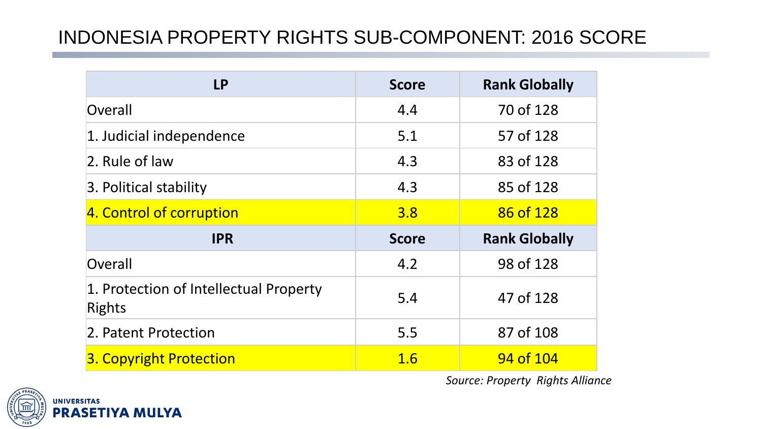# INDONESIA PROPERTY RIGHTS SUB-COMPONENT: 2016 SCORE

| LP | Score | Rank Globally |
|---|---|---|
| Overall | 4.4 | 70 of 128 |
| 1. Judicial independence | 5.1 | 57 of 128 |
| 2. Rule of law | 4.3 | 83 of 128 |
| 3. Political stability | 4.3 | 85 of 128 |
| 4. Control of corruption | 3.8 | 86 of 128 |
| **IPR** | **Score** | **Rank Globally** |
| Overall | 4.2 | 98 of 128 |
| 1. Protection of Intellectual Property Rights | 5.4 | 47 of 128 |
| 2. Patent Protection | 5.5 | 87 of 108 |
| 3. Copyright Protection | 1.6 | 94 of 104 |

*Source: Property Rights Alliance*

UNIVERSITAS PRASETIYA MULYA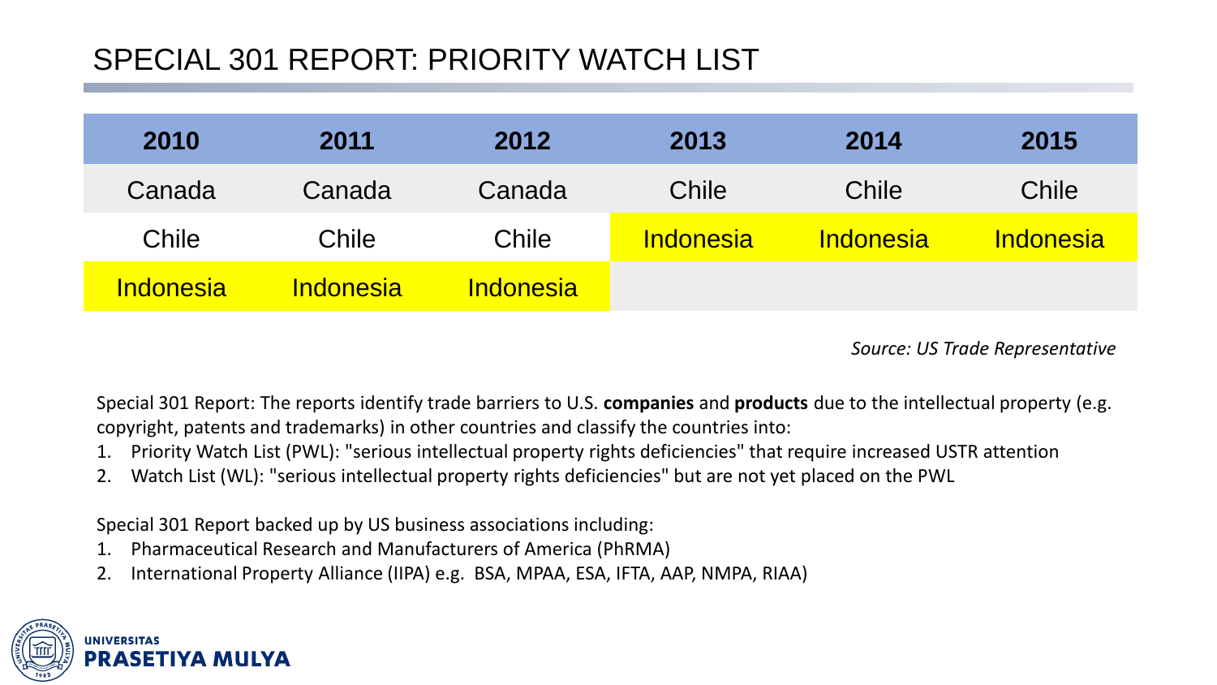# SPECIAL 301 REPORT: PRIORITY WATCH LIST

| 2010 | 2011 | 2012 | 2013 | 2014 | 2015 |
|---|---|---|---|---|---|
| Canada | Canada | Canada | Chile | Chile | Chile |
| Chile | Chile | Chile | Indonesia | Indonesia | Indonesia |
| Indonesia | Indonesia | Indonesia | | | |

*Source: US Trade Representative*

Special 301 Report: The reports identify trade barriers to U.S. **companies** and **products** due to the intellectual property (e.g. copyright, patents and trademarks) in other countries and classify the countries into:

1. Priority Watch List (PWL): "serious intellectual property rights deficiencies" that require increased USTR attention
2. Watch List (WL): "serious intellectual property rights deficiencies" but are not yet placed on the PWL

Special 301 Report backed up by US business associations including:

1. Pharmaceutical Research and Manufacturers of America (PhRMA)
2. International Property Alliance (IIPA) e.g. BSA, MPAA, ESA, IFTA, AAP, NMPA, RIAA)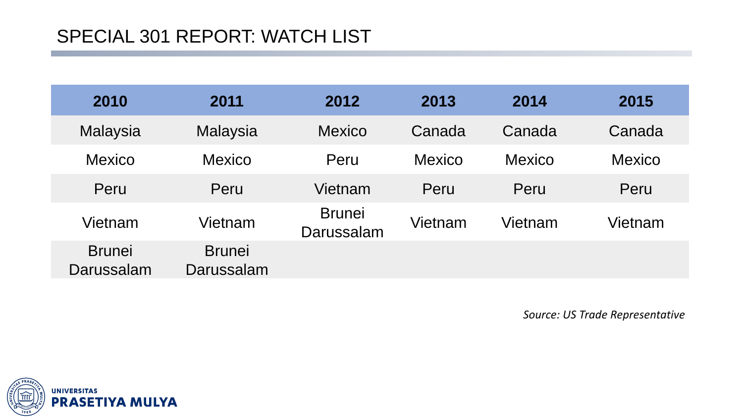# SPECIAL 301 REPORT: WATCH LIST

| 2010 | 2011 | 2012 | 2013 | 2014 | 2015 |
|---|---|---|---|---|---|
| Malaysia | Malaysia | Mexico | Canada | Canada | Canada |
| Mexico | Mexico | Peru | Mexico | Mexico | Mexico |
| Peru | Peru | Vietnam | Peru | Peru | Peru |
| Vietnam | Vietnam | Brunei Darussalam | Vietnam | Vietnam | Vietnam |
| Brunei Darussalam | Brunei Darussalam | | | | |

*Source: US Trade Representative*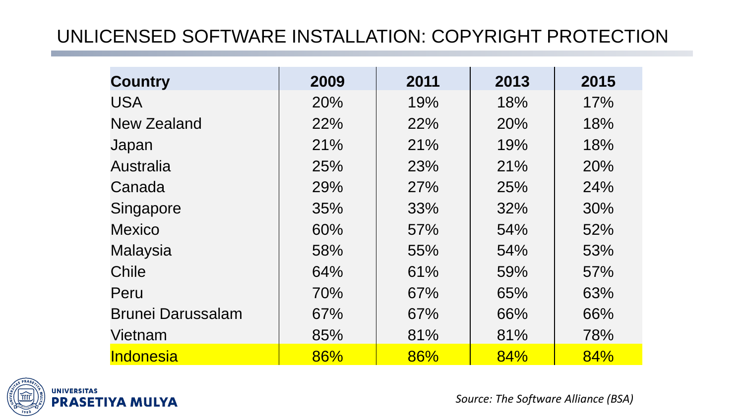# UNLICENSED SOFTWARE INSTALLATION: COPYRIGHT PROTECTION

| Country | 2009 | 2011 | 2013 | 2015 |
|---|---|---|---|---|
| USA | 20% | 19% | 18% | 17% |
| New Zealand | 22% | 22% | 20% | 18% |
| Japan | 21% | 21% | 19% | 18% |
| Australia | 25% | 23% | 21% | 20% |
| Canada | 29% | 27% | 25% | 24% |
| Singapore | 35% | 33% | 32% | 30% |
| Mexico | 60% | 57% | 54% | 52% |
| Malaysia | 58% | 55% | 54% | 53% |
| Chile | 64% | 61% | 59% | 57% |
| Peru | 70% | 67% | 65% | 63% |
| Brunei Darussalam | 67% | 67% | 66% | 66% |
| Vietnam | 85% | 81% | 81% | 78% |
| Indonesia | 86% | 86% | 84% | 84% |

UNIVERSITAS PRASETIYA MULYA

*Source: The Software Alliance (BSA)*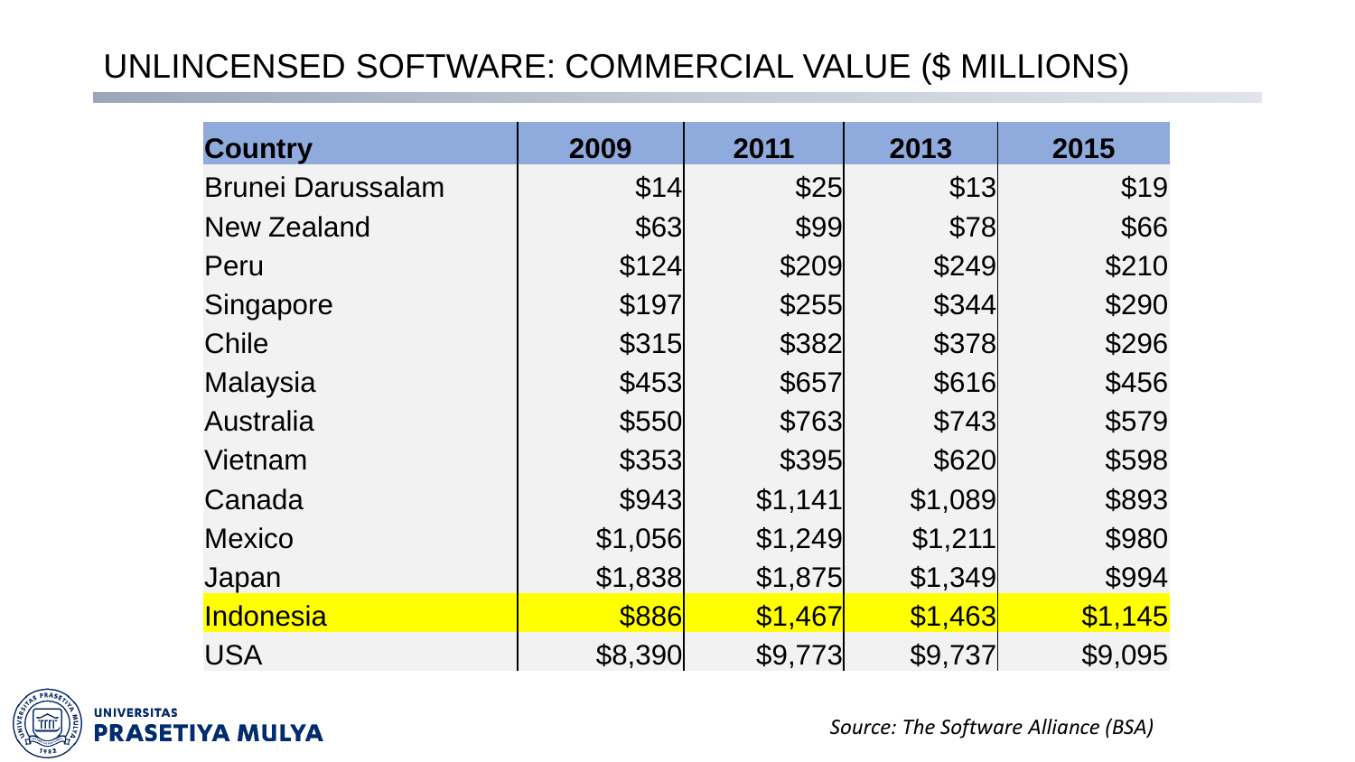# UNLINCENSED SOFTWARE: COMMERCIAL VALUE ($ MILLIONS)

| Country | 2009 | 2011 | 2013 | 2015 |
|---|---|---|---|---|
| Brunei Darussalam | $14 | $25 | $13 | $19 |
| New Zealand | $63 | $99 | $78 | $66 |
| Peru | $124 | $209 | $249 | $210 |
| Singapore | $197 | $255 | $344 | $290 |
| Chile | $315 | $382 | $378 | $296 |
| Malaysia | $453 | $657 | $616 | $456 |
| Australia | $550 | $763 | $743 | $579 |
| Vietnam | $353 | $395 | $620 | $598 |
| Canada | $943 | $1,141 | $1,089 | $893 |
| Mexico | $1,056 | $1,249 | $1,211 | $980 |
| Japan | $1,838 | $1,875 | $1,349 | $994 |
| Indonesia | $886 | $1,467 | $1,463 | $1,145 |
| USA | $8,390 | $9,773 | $9,737 | $9,095 |

*Source: The Software Alliance (BSA)*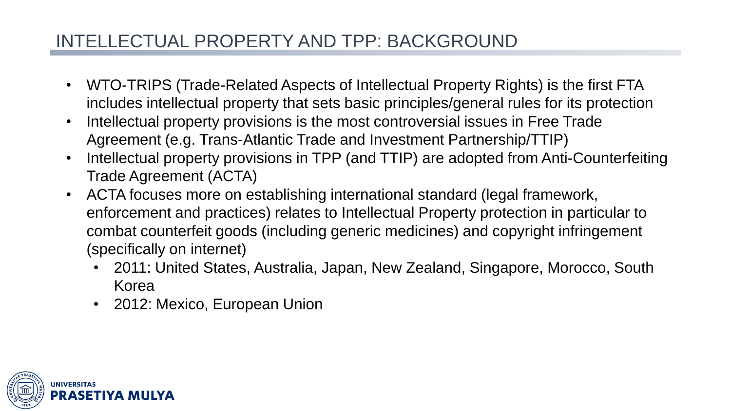# INTELLECTUAL PROPERTY AND TPP: BACKGROUND

- WTO-TRIPS (Trade-Related Aspects of Intellectual Property Rights) is the first FTA includes intellectual property that sets basic principles/general rules for its protection
- Intellectual property provisions is the most controversial issues in Free Trade Agreement (e.g. Trans-Atlantic Trade and Investment Partnership/TTIP)
- Intellectual property provisions in TPP (and TTIP) are adopted from Anti-Counterfeiting Trade Agreement (ACTA)
- ACTA focuses more on establishing international standard (legal framework, enforcement and practices) relates to Intellectual Property protection in particular to combat counterfeit goods (including generic medicines) and copyright infringement (specifically on internet)
  - 2011: United States, Australia, Japan, New Zealand, Singapore, Morocco, South Korea
  - 2012: Mexico, European Union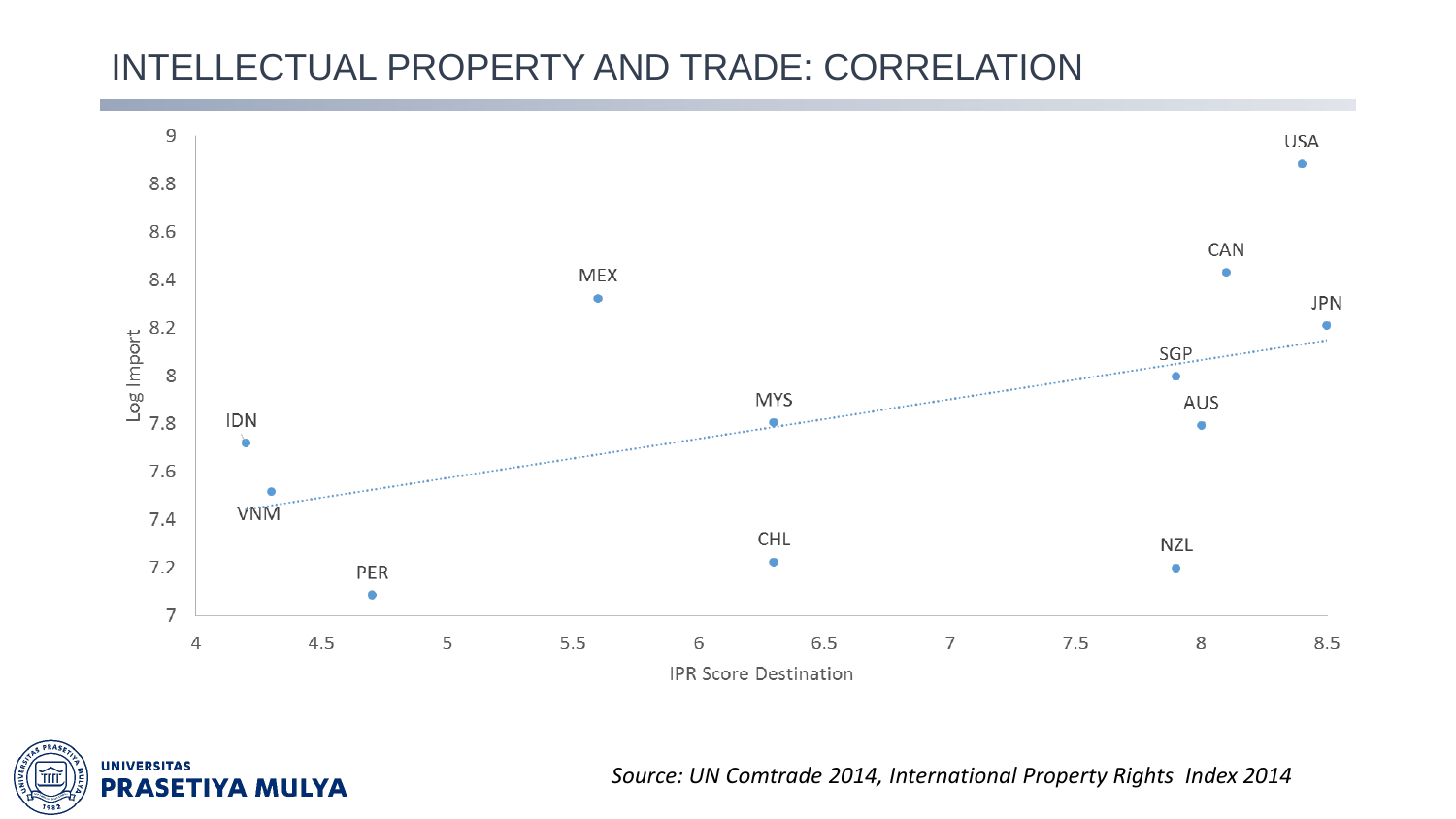# INTELLECTUAL PROPERTY AND TRADE: CORRELATION

*Source: UN Comtrade 2014, International Property Rights Index 2014*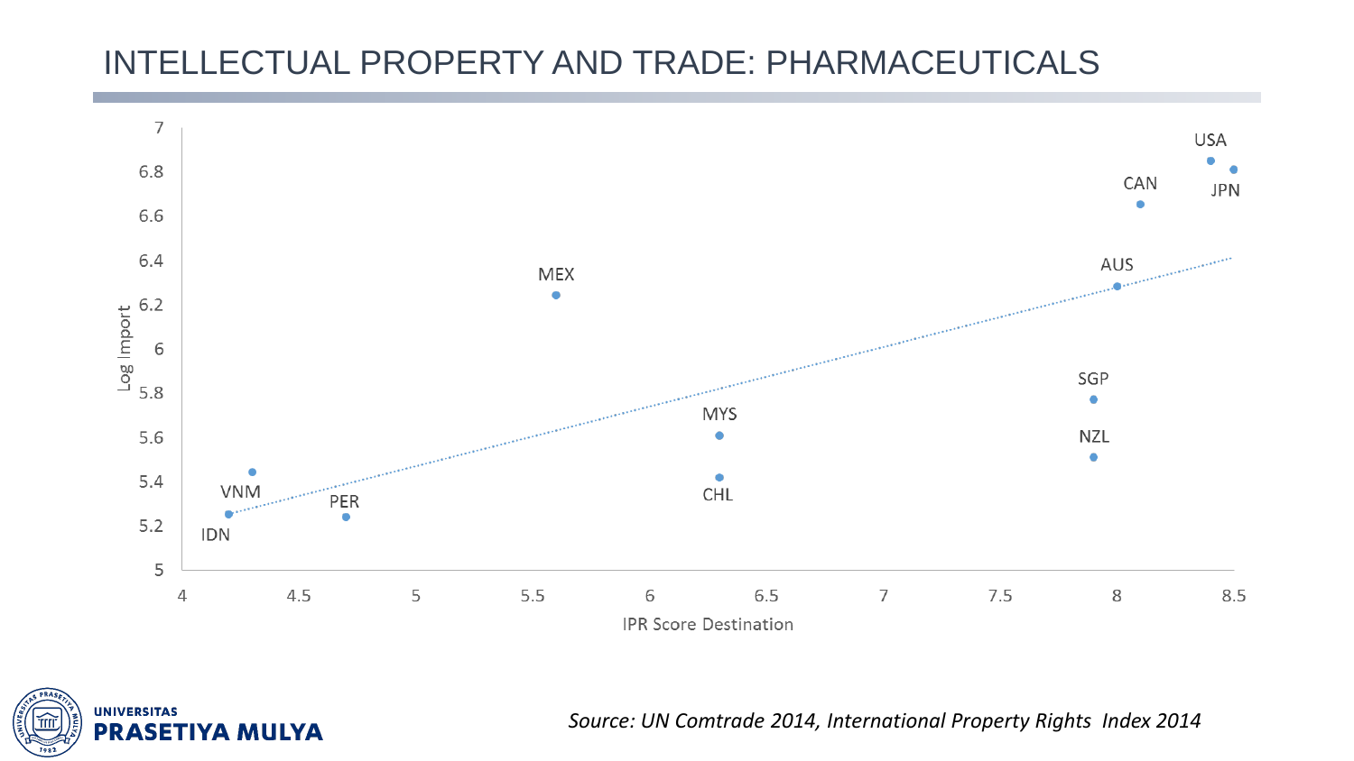# INTELLECTUAL PROPERTY AND TRADE: PHARMACEUTICALS

Log Import

IPR Score Destination

| Country | IPR Score Destination | Log Import |
|---|---|---|
| IDN | 4.2 | 5.25 |
| VNM | 4.3 | 5.44 |
| PER | 4.7 | 5.24 |
| MEX | 5.6 | 6.24 |
| MYS | 6.3 | 5.61 |
| CHL | 6.3 | 5.42 |
| SGP | 7.9 | 5.77 |
| NZL | 7.9 | 5.51 |
| AUS | 8.0 | 6.28 |
| CAN | 8.1 | 6.65 |
| USA | 8.4 | 6.85 |
| JPN | 8.5 | 6.81 |

*Source: UN Comtrade 2014, International Property Rights Index 2014*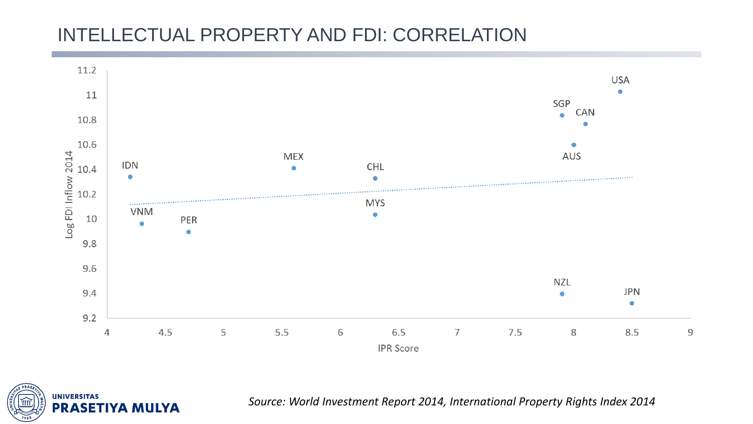# INTELLECTUAL PROPERTY AND FDI: CORRELATION

*Source: World Investment Report 2014, International Property Rights Index 2014*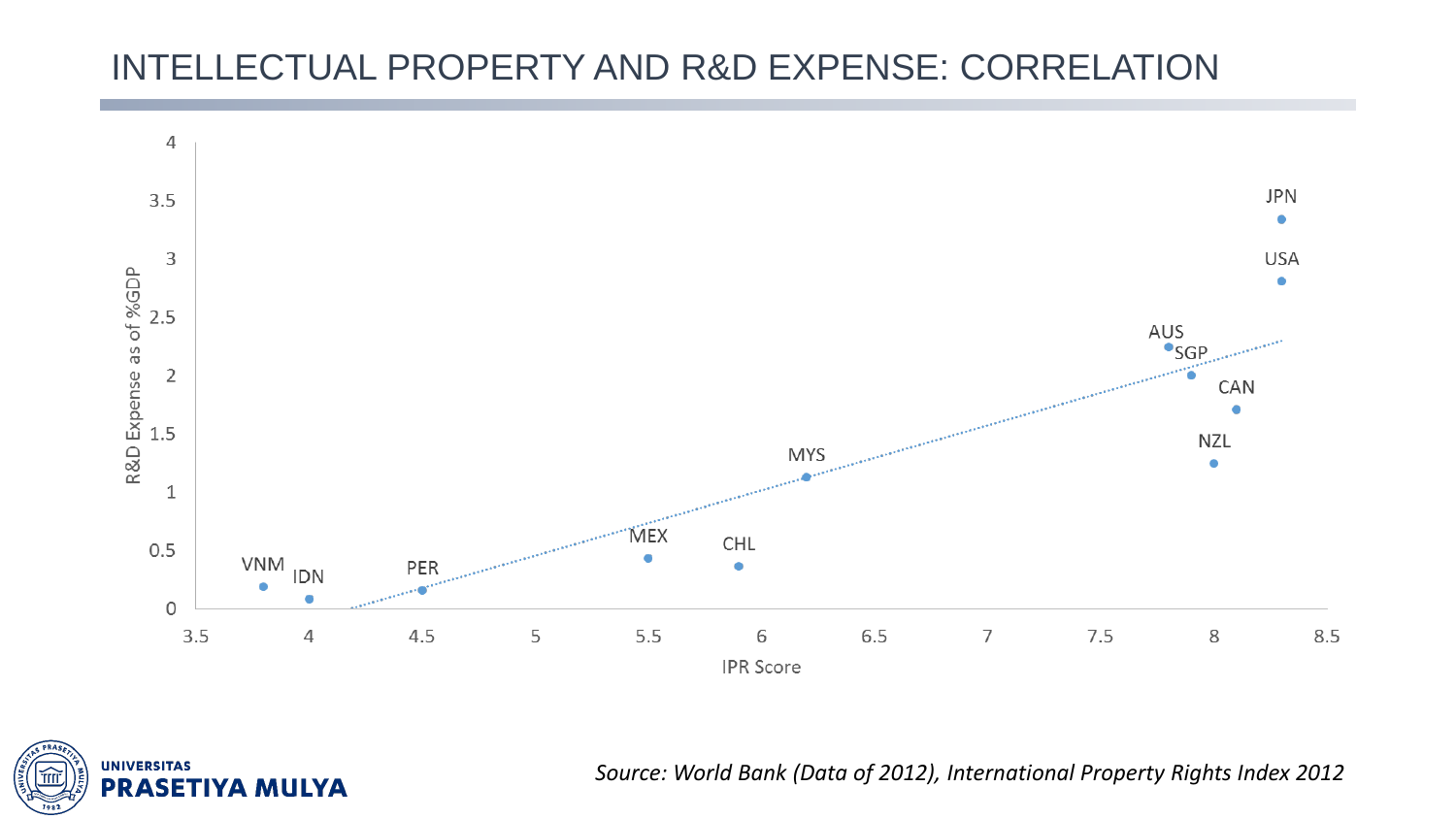# INTELLECTUAL PROPERTY AND R&D EXPENSE: CORRELATION

R&D Expense as of %GDP

IPR Score

| Country | IPR Score | R&D Expense as of %GDP |
|---|---|---|
| VNM | 3.8 | 0.2 |
| IDN | 4.0 | 0.08 |
| PER | 4.5 | 0.16 |
| MEX | 5.5 | 0.43 |
| CHL | 5.9 | 0.36 |
| MYS | 6.2 | 1.13 |
| AUS | 7.8 | 2.25 |
| SGP | 7.9 | 2.0 |
| NZL | 8.0 | 1.25 |
| CAN | 8.1 | 1.7 |
| USA | 8.3 | 2.8 |
| JPN | 8.3 | 3.34 |

*Source: World Bank (Data of 2012), International Property Rights Index 2012*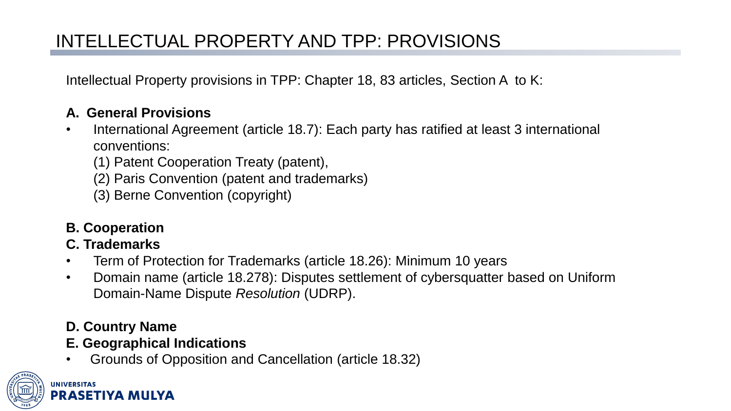# INTELLECTUAL PROPERTY AND TPP: PROVISIONS

Intellectual Property provisions in TPP: Chapter 18, 83 articles, Section A to K:

**A. General Provisions**

- International Agreement (article 18.7): Each party has ratified at least 3 international conventions:
  (1) Patent Cooperation Treaty (patent),
  (2) Paris Convention (patent and trademarks)
  (3) Berne Convention (copyright)

**B. Cooperation**

**C. Trademarks**

- Term of Protection for Trademarks (article 18.26): Minimum 10 years
- Domain name (article 18.278): Disputes settlement of cybersquatter based on Uniform Domain-Name Dispute *Resolution* (UDRP).

**D. Country Name**

**E. Geographical Indications**

- Grounds of Opposition and Cancellation (article 18.32)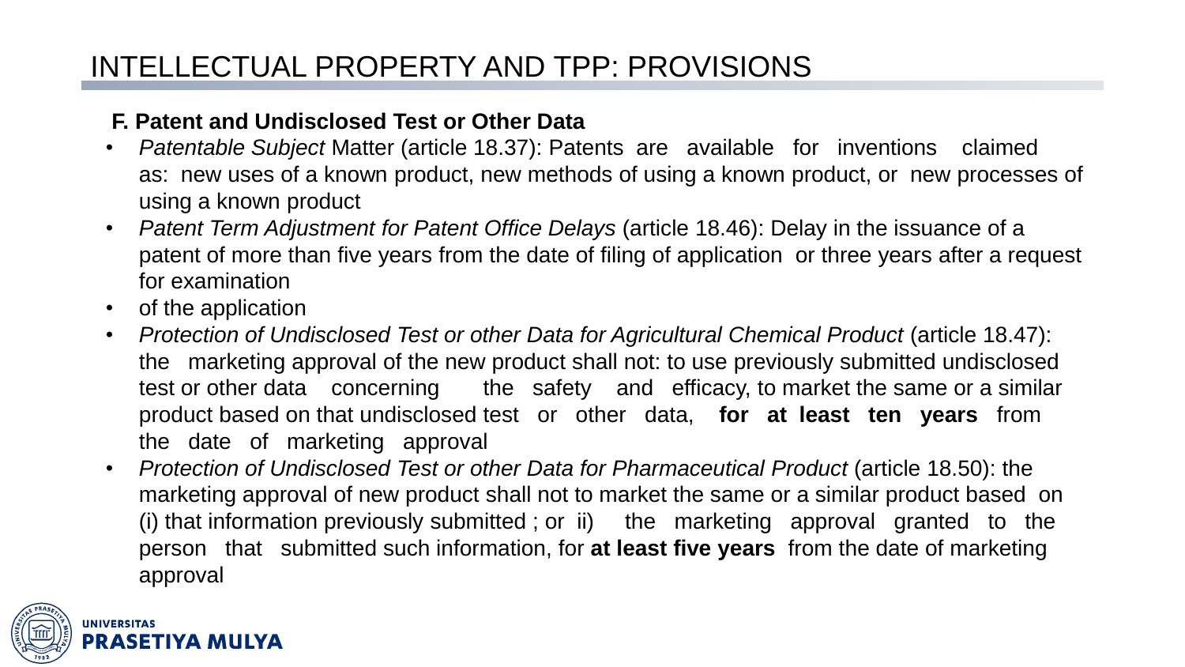# INTELLECTUAL PROPERTY AND TPP: PROVISIONS

**F. Patent and Undisclosed Test or Other Data**

- *Patentable Subject* Matter (article 18.37): Patents are available for inventions claimed as: new uses of a known product, new methods of using a known product, or new processes of using a known product
- *Patent Term Adjustment for Patent Office Delays* (article 18.46): Delay in the issuance of a patent of more than five years from the date of filing of application or three years after a request for examination
- of the application
- *Protection of Undisclosed Test or other Data for Agricultural Chemical Product* (article 18.47): the marketing approval of the new product shall not: to use previously submitted undisclosed test or other data concerning the safety and efficacy, to market the same or a similar product based on that undisclosed test or other data, **for at least ten years** from the date of marketing approval
- *Protection of Undisclosed Test or other Data for Pharmaceutical Product* (article 18.50): the marketing approval of new product shall not to market the same or a similar product based on (i) that information previously submitted ; or ii) the marketing approval granted to the person that submitted such information, for **at least five years** from the date of marketing approval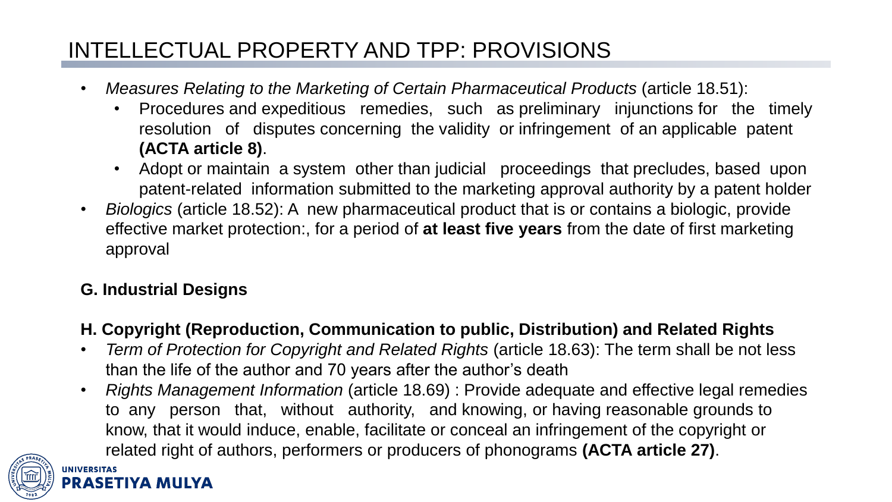# INTELLECTUAL PROPERTY AND TPP: PROVISIONS

- *Measures Relating to the Marketing of Certain Pharmaceutical Products* (article 18.51):
  - Procedures and expeditious remedies, such as preliminary injunctions for the timely resolution of disputes concerning the validity or infringement of an applicable patent **(ACTA article 8)**.
  - Adopt or maintain a system other than judicial proceedings that precludes, based upon patent-related information submitted to the marketing approval authority by a patent holder
- *Biologics* (article 18.52): A new pharmaceutical product that is or contains a biologic, provide effective market protection:, for a period of **at least five years** from the date of first marketing approval

**G. Industrial Designs**

**H. Copyright (Reproduction, Communication to public, Distribution) and Related Rights**

- *Term of Protection for Copyright and Related Rights* (article 18.63): The term shall be not less than the life of the author and 70 years after the author's death
- *Rights Management Information* (article 18.69) : Provide adequate and effective legal remedies to any person that, without authority, and knowing, or having reasonable grounds to know, that it would induce, enable, facilitate or conceal an infringement of the copyright or related right of authors, performers or producers of phonograms **(ACTA article 27)**.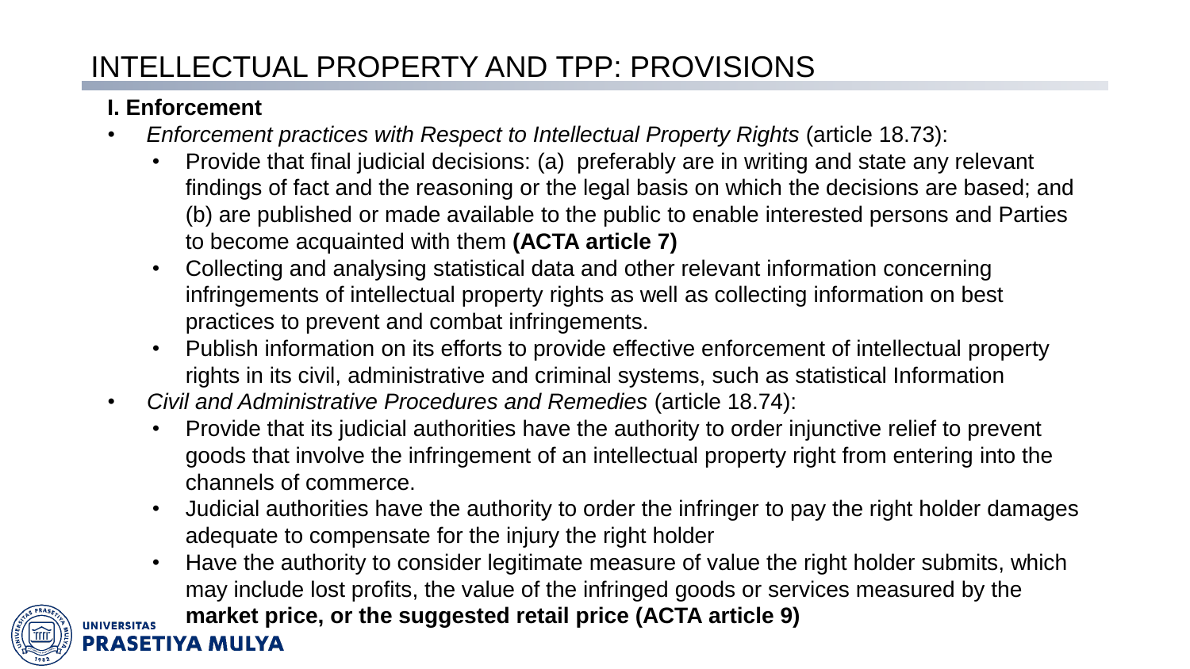# INTELLECTUAL PROPERTY AND TPP: PROVISIONS

**I. Enforcement**

- *Enforcement practices with Respect to Intellectual Property Rights* (article 18.73):
  - Provide that final judicial decisions: (a) preferably are in writing and state any relevant findings of fact and the reasoning or the legal basis on which the decisions are based; and (b) are published or made available to the public to enable interested persons and Parties to become acquainted with them **(ACTA article 7)**
  - Collecting and analysing statistical data and other relevant information concerning infringements of intellectual property rights as well as collecting information on best practices to prevent and combat infringements.
  - Publish information on its efforts to provide effective enforcement of intellectual property rights in its civil, administrative and criminal systems, such as statistical Information
- *Civil and Administrative Procedures and Remedies* (article 18.74):
  - Provide that its judicial authorities have the authority to order injunctive relief to prevent goods that involve the infringement of an intellectual property right from entering into the channels of commerce.
  - Judicial authorities have the authority to order the infringer to pay the right holder damages adequate to compensate for the injury the right holder
  - Have the authority to consider legitimate measure of value the right holder submits, which may include lost profits, the value of the infringed goods or services measured by the **market price, or the suggested retail price (ACTA article 9)**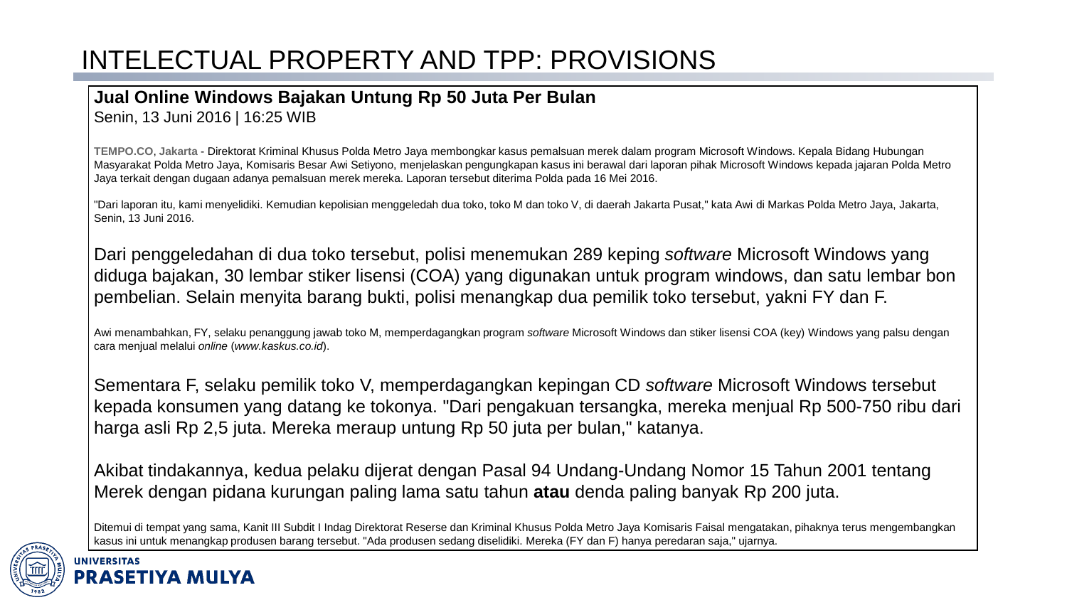# INTELECTUAL PROPERTY AND TPP: PROVISIONS

**Jual Online Windows Bajakan Untung Rp 50 Juta Per Bulan**
Senin, 13 Juni 2016 | 16:25 WIB

**TEMPO.CO**, **Jakarta** - Direktorat Kriminal Khusus Polda Metro Jaya membongkar kasus pemalsuan merek dalam program Microsoft Windows. Kepala Bidang Hubungan Masyarakat Polda Metro Jaya, Komisaris Besar Awi Setiyono, menjelaskan pengungkapan kasus ini berawal dari laporan pihak Microsoft Windows kepada jajaran Polda Metro Jaya terkait dengan dugaan adanya pemalsuan merek mereka. Laporan tersebut diterima Polda pada 16 Mei 2016.

"Dari laporan itu, kami menyelidiki. Kemudian kepolisian menggeledah dua toko, toko M dan toko V, di daerah Jakarta Pusat," kata Awi di Markas Polda Metro Jaya, Jakarta, Senin, 13 Juni 2016.

Dari penggeledahan di dua toko tersebut, polisi menemukan 289 keping *software* Microsoft Windows yang diduga bajakan, 30 lembar stiker lisensi (COA) yang digunakan untuk program windows, dan satu lembar bon pembelian. Selain menyita barang bukti, polisi menangkap dua pemilik toko tersebut, yakni FY dan F.

Awi menambahkan, FY, selaku penanggung jawab toko M, memperdagangkan program *software* Microsoft Windows dan stiker lisensi COA (key) Windows yang palsu dengan cara menjual melalui *online* (*www.kaskus.co.id*).

Sementara F, selaku pemilik toko V, memperdagangkan kepingan CD *software* Microsoft Windows tersebut kepada konsumen yang datang ke tokonya. "Dari pengakuan tersangka, mereka menjual Rp 500-750 ribu dari harga asli Rp 2,5 juta. Mereka meraup untung Rp 50 juta per bulan," katanya.

Akibat tindakannya, kedua pelaku dijerat dengan Pasal 94 Undang-Undang Nomor 15 Tahun 2001 tentang Merek dengan pidana kurungan paling lama satu tahun **atau** denda paling banyak Rp 200 juta.

Ditemui di tempat yang sama, Kanit III Subdit I Indag Direktorat Reserse dan Kriminal Khusus Polda Metro Jaya Komisaris Faisal mengatakan, pihaknya terus mengembangkan kasus ini untuk menangkap produsen barang tersebut. "Ada produsen sedang diselidiki. Mereka (FY dan F) hanya peredaran saja," ujarnya.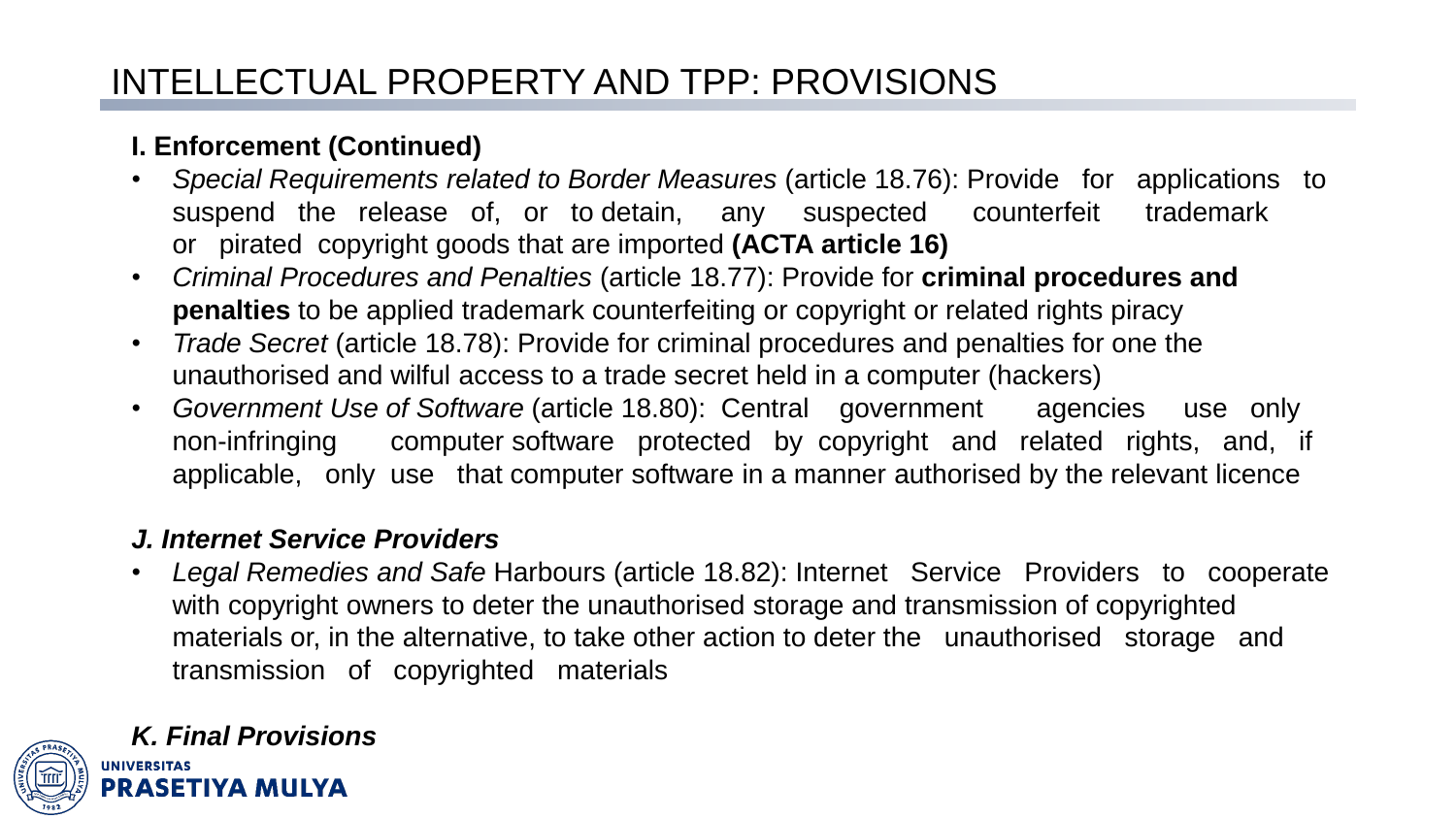# INTELLECTUAL PROPERTY AND TPP: PROVISIONS

### I. Enforcement (Continued)

- *Special Requirements related to Border Measures* (article 18.76): Provide for applications to suspend the release of, or to detain, any suspected counterfeit trademark or pirated copyright goods that are imported **(ACTA article 16)**
- *Criminal Procedures and Penalties* (article 18.77): Provide for **criminal procedures and penalties** to be applied trademark counterfeiting or copyright or related rights piracy
- *Trade Secret* (article 18.78): Provide for criminal procedures and penalties for one the unauthorised and wilful access to a trade secret held in a computer (hackers)
- *Government Use of Software* (article 18.80): Central government agencies use only non-infringing computer software protected by copyright and related rights, and, if applicable, only use that computer software in a manner authorised by the relevant licence

### *J. Internet Service Providers*

- *Legal Remedies and Safe* Harbours (article 18.82): Internet Service Providers to cooperate with copyright owners to deter the unauthorised storage and transmission of copyrighted materials or, in the alternative, to take other action to deter the unauthorised storage and transmission of copyrighted materials

### *K. Final Provisions*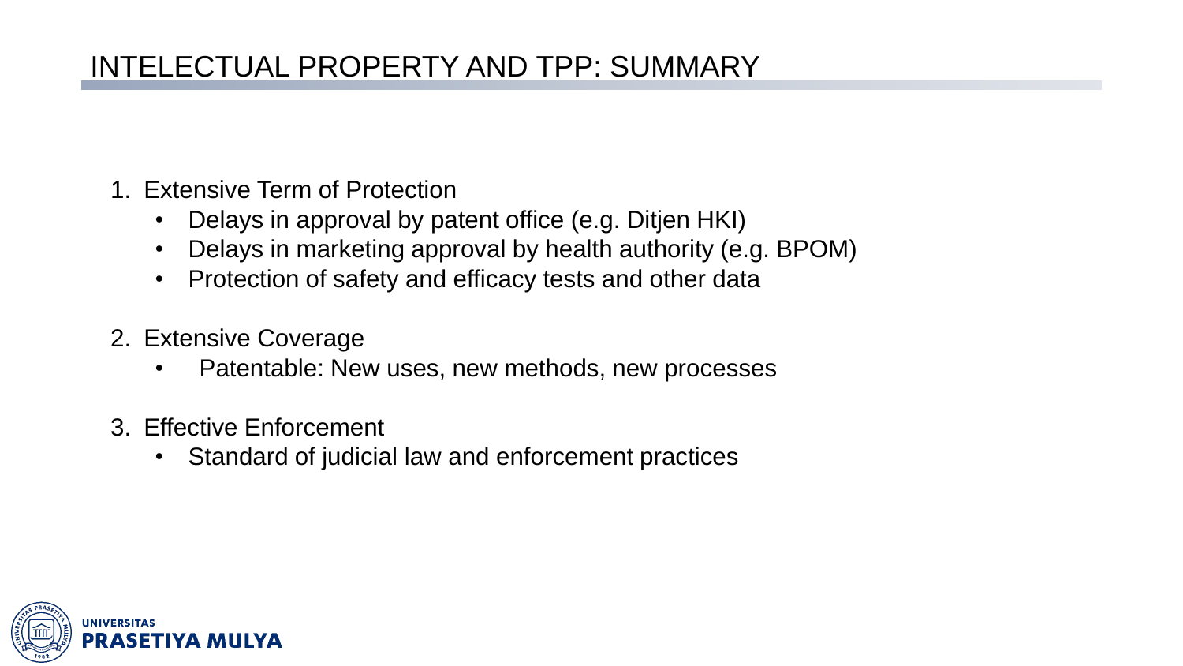# INTELECTUAL PROPERTY AND TPP: SUMMARY

1. Extensive Term of Protection
   - Delays in approval by patent office (e.g. Ditjen HKI)
   - Delays in marketing approval by health authority (e.g. BPOM)
   - Protection of safety and efficacy tests and other data

2. Extensive Coverage
   - Patentable: New uses, new methods, new processes

3. Effective Enforcement
   - Standard of judicial law and enforcement practices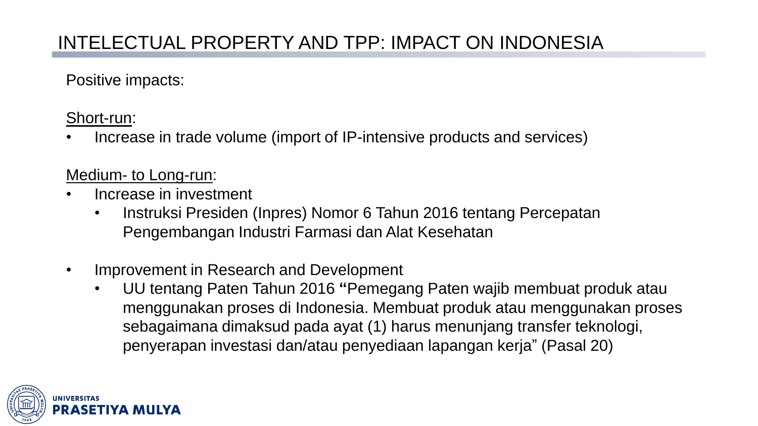# INTELECTUAL PROPERTY AND TPP: IMPACT ON INDONESIA

Positive impacts:

Short-run:

- Increase in trade volume (import of IP-intensive products and services)

Medium- to Long-run:

- Increase in investment
  - Instruksi Presiden (Inpres) Nomor 6 Tahun 2016 tentang Percepatan Pengembangan Industri Farmasi dan Alat Kesehatan
- Improvement in Research and Development
  - UU tentang Paten Tahun 2016 **"**Pemegang Paten wajib membuat produk atau menggunakan proses di Indonesia. Membuat produk atau menggunakan proses sebagaimana dimaksud pada ayat (1) harus menunjang transfer teknologi, penyerapan investasi dan/atau penyediaan lapangan kerja" (Pasal 20)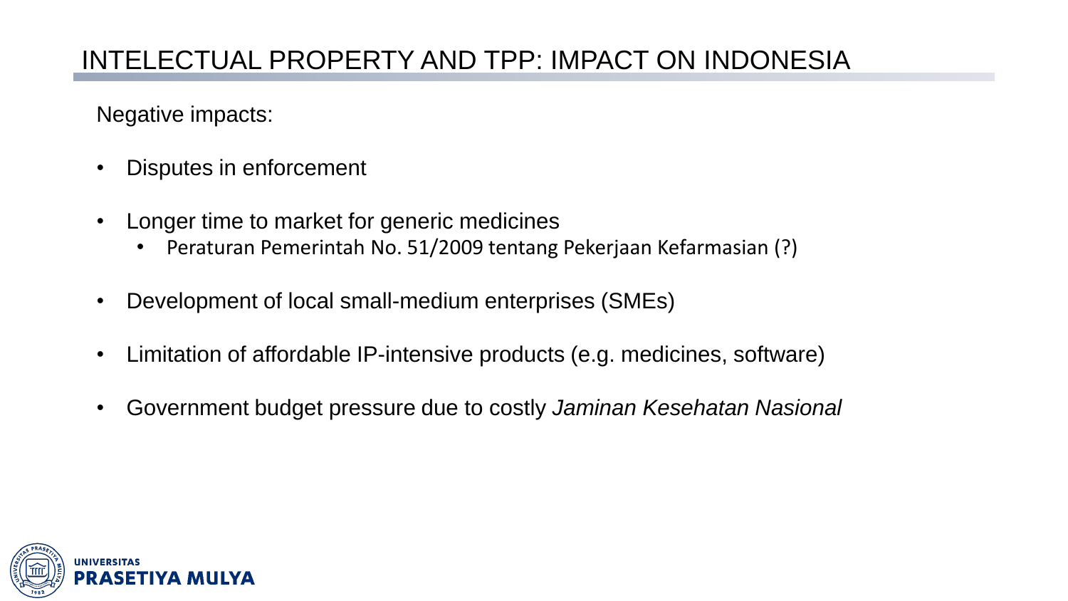# INTELECTUAL PROPERTY AND TPP: IMPACT ON INDONESIA

Negative impacts:

- Disputes in enforcement
- Longer time to market for generic medicines
  - Peraturan Pemerintah No. 51/2009 tentang Pekerjaan Kefarmasian (?)
- Development of local small-medium enterprises (SMEs)
- Limitation of affordable IP-intensive products (e.g. medicines, software)
- Government budget pressure due to costly *Jaminan Kesehatan Nasional*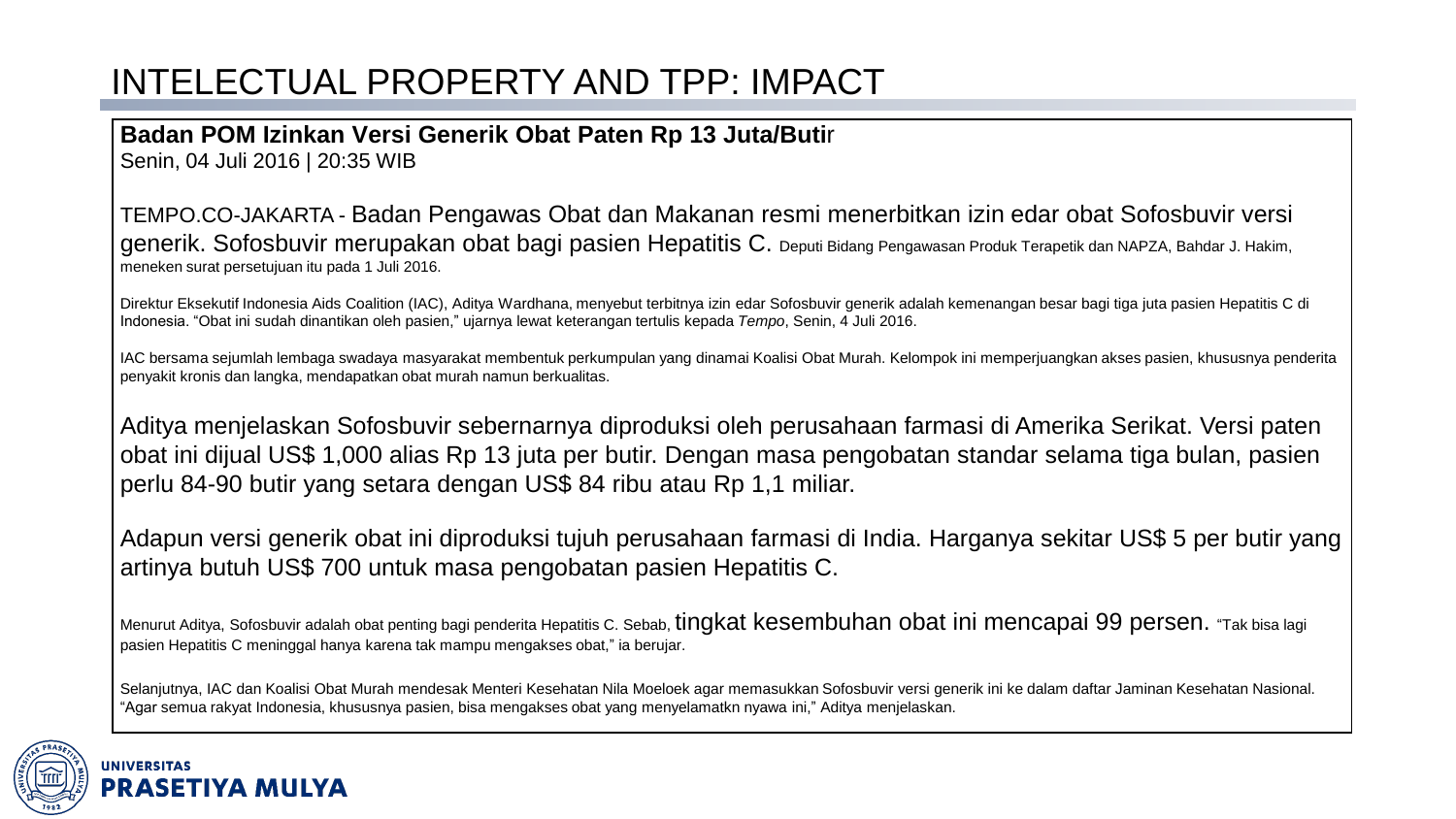# INTELECTUAL PROPERTY AND TPP: IMPACT

**Badan POM Izinkan Versi Generik Obat Paten Rp 13 Juta/Butir**
Senin, 04 Juli 2016 | 20:35 WIB

TEMPO.CO-JAKARTA - Badan Pengawas Obat dan Makanan resmi menerbitkan izin edar obat Sofosbuvir versi generik. Sofosbuvir merupakan obat bagi pasien Hepatitis C. Deputi Bidang Pengawasan Produk Terapetik dan NAPZA, Bahdar J. Hakim, meneken surat persetujuan itu pada 1 Juli 2016.

Direktur Eksekutif Indonesia Aids Coalition (IAC), Aditya Wardhana, menyebut terbitnya izin edar Sofosbuvir generik adalah kemenangan besar bagi tiga juta pasien Hepatitis C di Indonesia. "Obat ini sudah dinantikan oleh pasien," ujarnya lewat keterangan tertulis kepada *Tempo*, Senin, 4 Juli 2016.

IAC bersama sejumlah lembaga swadaya masyarakat membentuk perkumpulan yang dinamai Koalisi Obat Murah. Kelompok ini memperjuangkan akses pasien, khususnya penderita penyakit kronis dan langka, mendapatkan obat murah namun berkualitas.

Aditya menjelaskan Sofosbuvir sebernarnya diproduksi oleh perusahaan farmasi di Amerika Serikat. Versi paten obat ini dijual US$ 1,000 alias Rp 13 juta per butir. Dengan masa pengobatan standar selama tiga bulan, pasien perlu 84-90 butir yang setara dengan US$ 84 ribu atau Rp 1,1 miliar.

Adapun versi generik obat ini diproduksi tujuh perusahaan farmasi di India. Harganya sekitar US$ 5 per butir yang artinya butuh US$ 700 untuk masa pengobatan pasien Hepatitis C.

Menurut Aditya, Sofosbuvir adalah obat penting bagi penderita Hepatitis C. Sebab, tingkat kesembuhan obat ini mencapai 99 persen. "Tak bisa lagi pasien Hepatitis C meninggal hanya karena tak mampu mengakses obat," ia berujar.

Selanjutnya, IAC dan Koalisi Obat Murah mendesak Menteri Kesehatan Nila Moeloek agar memasukkan Sofosbuvir versi generik ini ke dalam daftar Jaminan Kesehatan Nasional. "Agar semua rakyat Indonesia, khususnya pasien, bisa mengakses obat yang menyelamatkn nyawa ini," Aditya menjelaskan.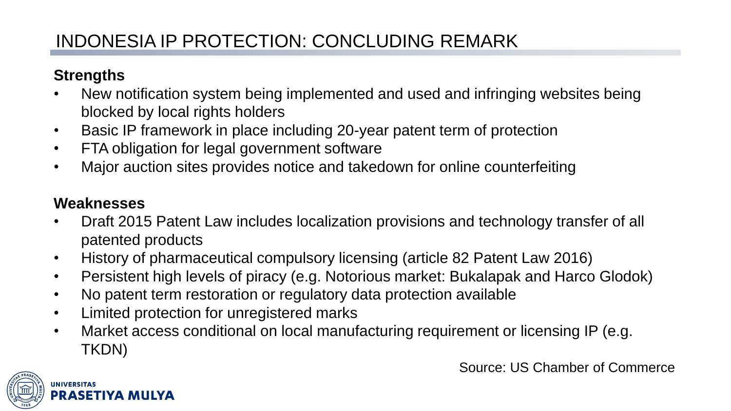# INDONESIA IP PROTECTION: CONCLUDING REMARK

**Strengths**

- New notification system being implemented and used and infringing websites being blocked by local rights holders
- Basic IP framework in place including 20-year patent term of protection
- FTA obligation for legal government software
- Major auction sites provides notice and takedown for online counterfeiting

**Weaknesses**

- Draft 2015 Patent Law includes localization provisions and technology transfer of all patented products
- History of pharmaceutical compulsory licensing (article 82 Patent Law 2016)
- Persistent high levels of piracy (e.g. Notorious market: Bukalapak and Harco Glodok)
- No patent term restoration or regulatory data protection available
- Limited protection for unregistered marks
- Market access conditional on local manufacturing requirement or licensing IP (e.g. TKDN)

Source: US Chamber of Commerce